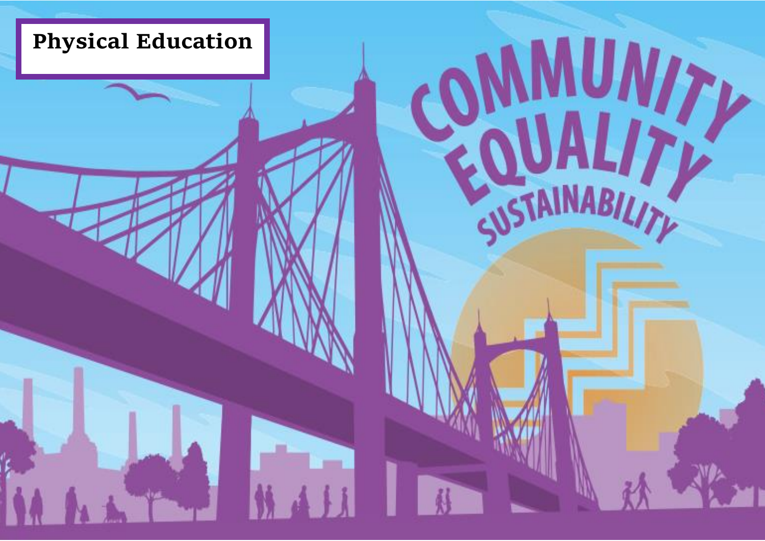# Physical Education

COMMUNITY
EQUALITY
SUSTAINABILITY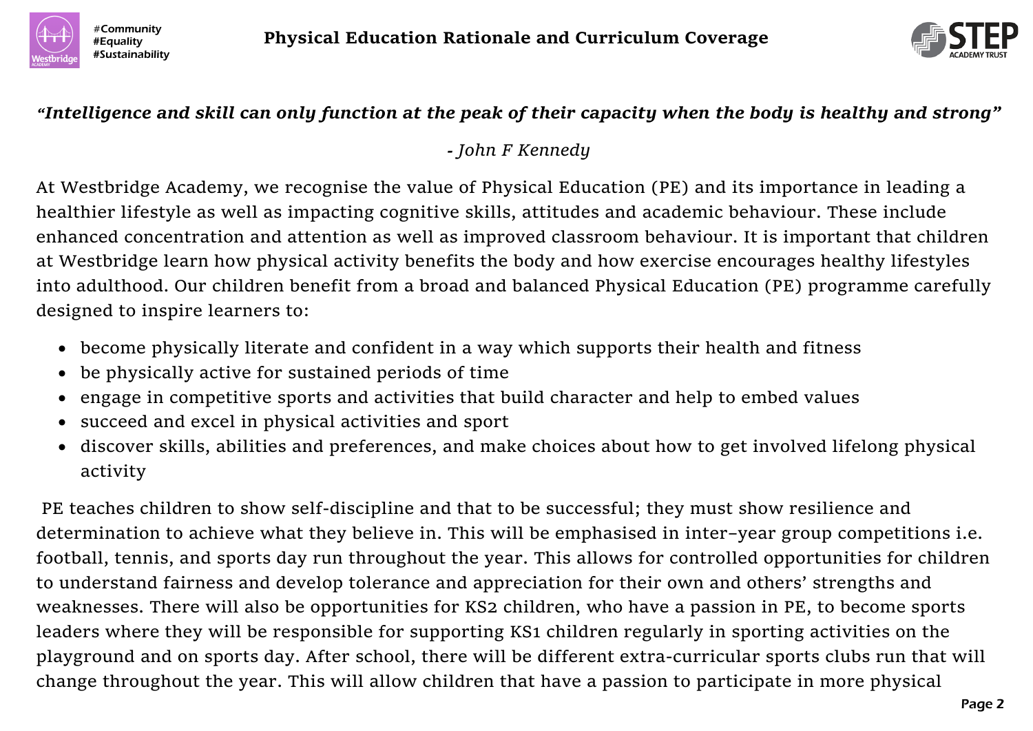*"Intelligence and skill can only function at the peak of their capacity when the body is healthy and strong"*

*- John F Kennedy*

At Westbridge Academy, we recognise the value of Physical Education (PE) and its importance in leading a healthier lifestyle as well as impacting cognitive skills, attitudes and academic behaviour. These include enhanced concentration and attention as well as improved classroom behaviour. It is important that children at Westbridge learn how physical activity benefits the body and how exercise encourages healthy lifestyles into adulthood. Our children benefit from a broad and balanced Physical Education (PE) programme carefully designed to inspire learners to:

- become physically literate and confident in a way which supports their health and fitness
- be physically active for sustained periods of time
- engage in competitive sports and activities that build character and help to embed values
- succeed and excel in physical activities and sport
- discover skills, abilities and preferences, and make choices about how to get involved lifelong physical activity

PE teaches children to show self-discipline and that to be successful; they must show resilience and determination to achieve what they believe in. This will be emphasised in inter–year group competitions i.e. football, tennis, and sports day run throughout the year. This allows for controlled opportunities for children to understand fairness and develop tolerance and appreciation for their own and others' strengths and weaknesses. There will also be opportunities for KS2 children, who have a passion in PE, to become sports leaders where they will be responsible for supporting KS1 children regularly in sporting activities on the playground and on sports day. After school, there will be different extra-curricular sports clubs run that will change throughout the year. This will allow children that have a passion to participate in more physical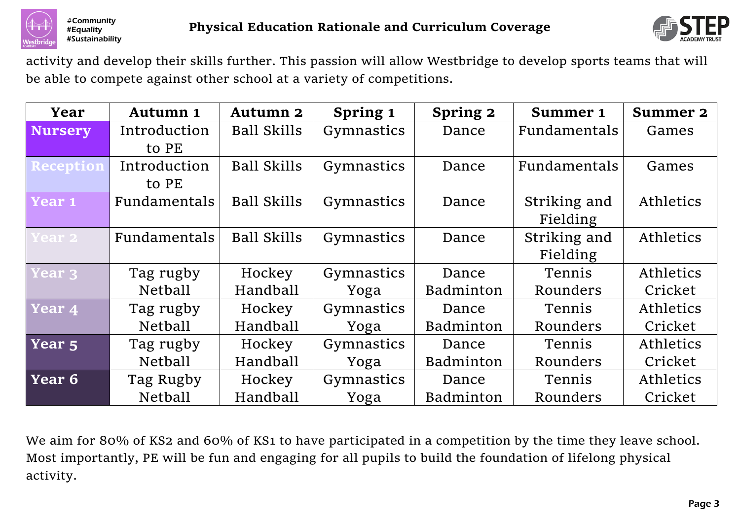activity and develop their skills further. This passion will allow Westbridge to develop sports teams that will be able to compete against other school at a variety of competitions.

| Year | Autumn 1 | Autumn 2 | Spring 1 | Spring 2 | Summer 1 | Summer 2 |
|---|---|---|---|---|---|---|
| **Nursery** | Introduction to PE | Ball Skills | Gymnastics | Dance | Fundamentals | Games |
| **Reception** | Introduction to PE | Ball Skills | Gymnastics | Dance | Fundamentals | Games |
| **Year 1** | Fundamentals | Ball Skills | Gymnastics | Dance | Striking and Fielding | Athletics |
| **Year 2** | Fundamentals | Ball Skills | Gymnastics | Dance | Striking and Fielding | Athletics |
| **Year 3** | Tag rugby<br>Netball | Hockey<br>Handball | Gymnastics<br>Yoga | Dance<br>Badminton | Tennis<br>Rounders | Athletics<br>Cricket |
| **Year 4** | Tag rugby<br>Netball | Hockey<br>Handball | Gymnastics<br>Yoga | Dance<br>Badminton | Tennis<br>Rounders | Athletics<br>Cricket |
| **Year 5** | Tag rugby<br>Netball | Hockey<br>Handball | Gymnastics<br>Yoga | Dance<br>Badminton | Tennis<br>Rounders | Athletics<br>Cricket |
| **Year 6** | Tag Rugby<br>Netball | Hockey<br>Handball | Gymnastics<br>Yoga | Dance<br>Badminton | Tennis<br>Rounders | Athletics<br>Cricket |

We aim for 80% of KS2 and 60% of KS1 to have participated in a competition by the time they leave school. Most importantly, PE will be fun and engaging for all pupils to build the foundation of lifelong physical activity.